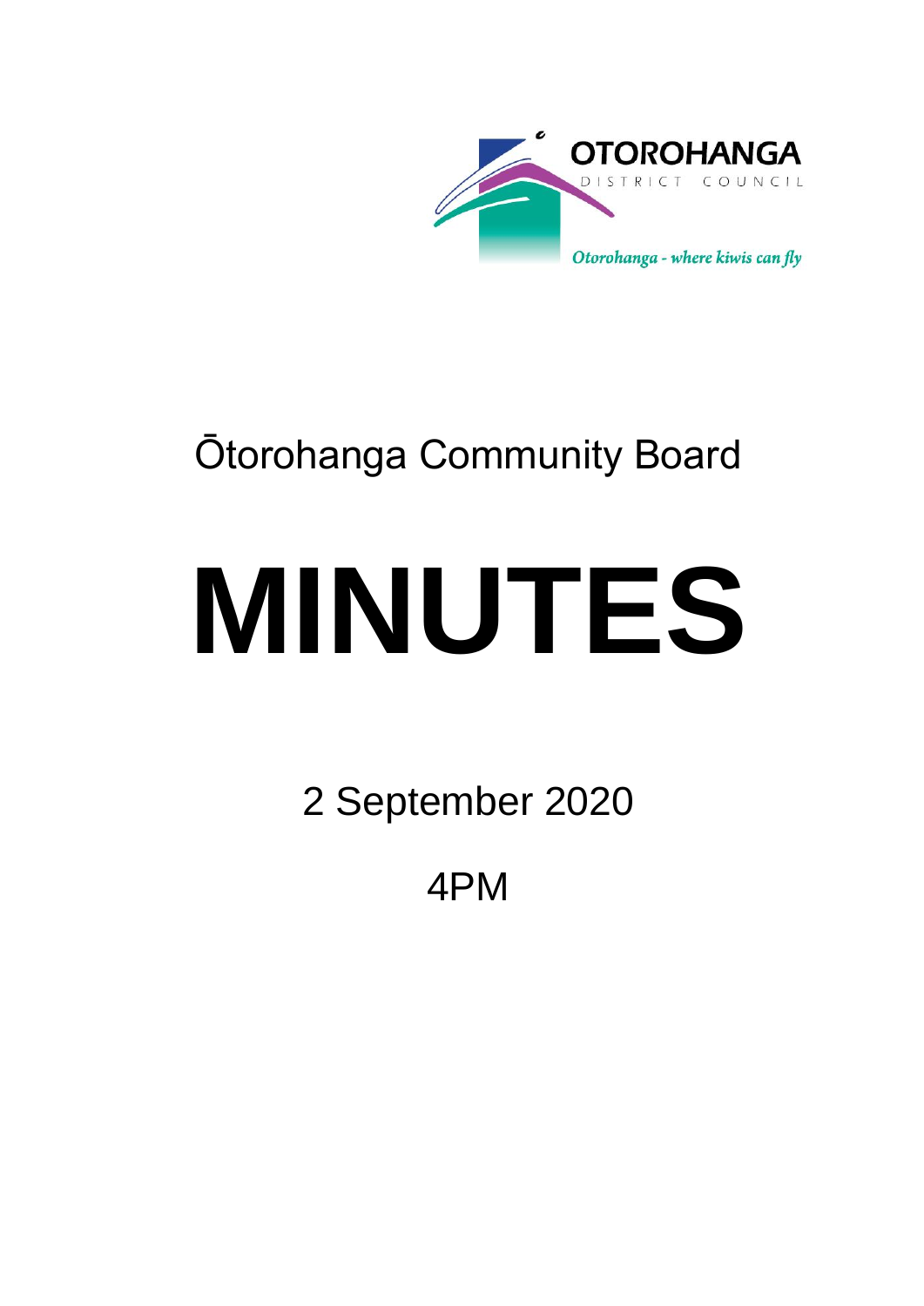OTOROHANGA DISTRICT COUNCIL

*Otorohanga - where kiwis can fly*

# Ōtorohanga Community Board

# MINUTES

2 September 2020

4PM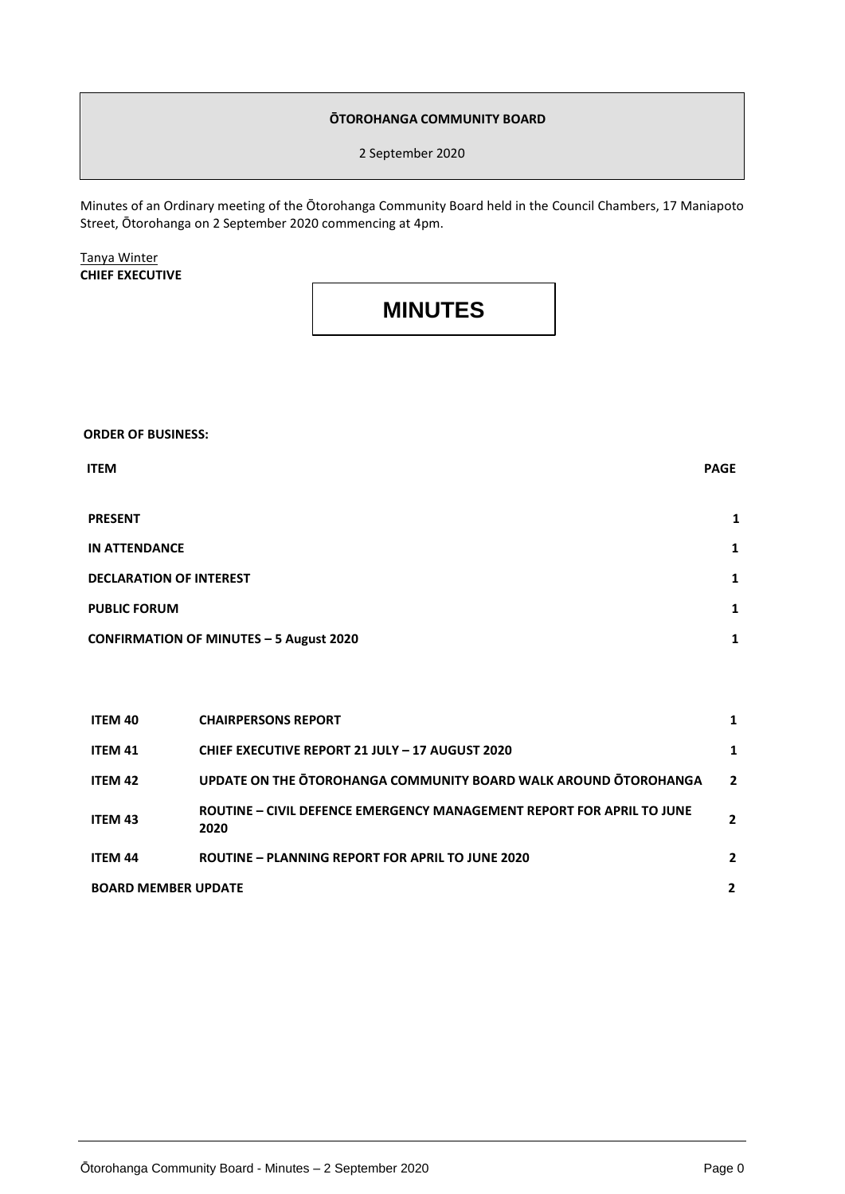**ŌTOROHANGA COMMUNITY BOARD**

2 September 2020

Minutes of an Ordinary meeting of the Ōtorohanga Community Board held in the Council Chambers, 17 Maniapoto Street, Ōtorohanga on 2 September 2020 commencing at 4pm.

Tanya Winter
**CHIEF EXECUTIVE**

# MINUTES

**ORDER OF BUSINESS:**

| ITEM | | PAGE |
|---|---|---|
| **PRESENT** | | **1** |
| **IN ATTENDANCE** | | **1** |
| **DECLARATION OF INTEREST** | | **1** |
| **PUBLIC FORUM** | | **1** |
| **CONFIRMATION OF MINUTES – 5 August 2020** | | **1** |
| **ITEM 40** | **CHAIRPERSONS REPORT** | **1** |
| **ITEM 41** | **CHIEF EXECUTIVE REPORT 21 JULY – 17 AUGUST 2020** | **1** |
| **ITEM 42** | **UPDATE ON THE ŌTOROHANGA COMMUNITY BOARD WALK AROUND ŌTOROHANGA** | **2** |
| **ITEM 43** | **ROUTINE – CIVIL DEFENCE EMERGENCY MANAGEMENT REPORT FOR APRIL TO JUNE 2020** | **2** |
| **ITEM 44** | **ROUTINE – PLANNING REPORT FOR APRIL TO JUNE 2020** | **2** |
| **BOARD MEMBER UPDATE** | | **2** |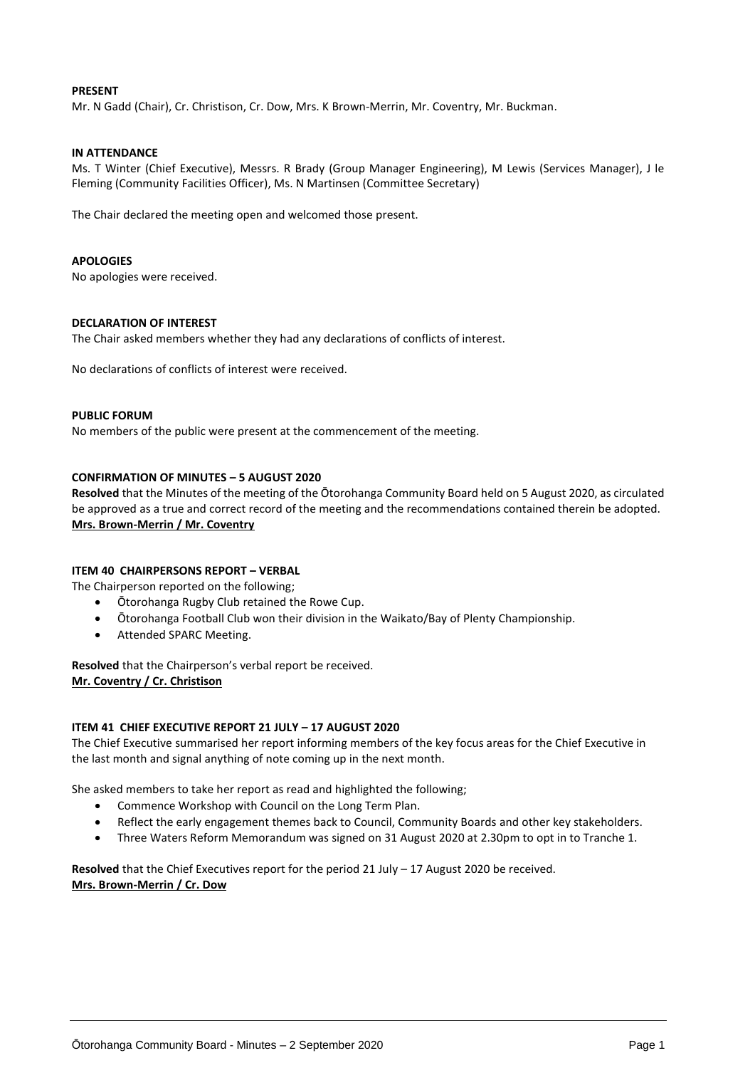**PRESENT**
Mr. N Gadd (Chair), Cr. Christison, Cr. Dow, Mrs. K Brown-Merrin, Mr. Coventry, Mr. Buckman.

**IN ATTENDANCE**
Ms. T Winter (Chief Executive), Messrs. R Brady (Group Manager Engineering), M Lewis (Services Manager), J le Fleming (Community Facilities Officer), Ms. N Martinsen (Committee Secretary)

The Chair declared the meeting open and welcomed those present.

**APOLOGIES**
No apologies were received.

**DECLARATION OF INTEREST**
The Chair asked members whether they had any declarations of conflicts of interest.

No declarations of conflicts of interest were received.

**PUBLIC FORUM**
No members of the public were present at the commencement of the meeting.

**CONFIRMATION OF MINUTES – 5 AUGUST 2020**
**Resolved** that the Minutes of the meeting of the Ōtorohanga Community Board held on 5 August 2020, as circulated be approved as a true and correct record of the meeting and the recommendations contained therein be adopted.
**Mrs. Brown-Merrin / Mr. Coventry**

**ITEM 40 CHAIRPERSONS REPORT – VERBAL**
The Chairperson reported on the following;

- Ōtorohanga Rugby Club retained the Rowe Cup.
- Ōtorohanga Football Club won their division in the Waikato/Bay of Plenty Championship.
- Attended SPARC Meeting.

**Resolved** that the Chairperson's verbal report be received.
**Mr. Coventry / Cr. Christison**

**ITEM 41 CHIEF EXECUTIVE REPORT 21 JULY – 17 AUGUST 2020**
The Chief Executive summarised her report informing members of the key focus areas for the Chief Executive in the last month and signal anything of note coming up in the next month.

She asked members to take her report as read and highlighted the following;

- Commence Workshop with Council on the Long Term Plan.
- Reflect the early engagement themes back to Council, Community Boards and other key stakeholders.
- Three Waters Reform Memorandum was signed on 31 August 2020 at 2.30pm to opt in to Tranche 1.

**Resolved** that the Chief Executives report for the period 21 July – 17 August 2020 be received.
**Mrs. Brown-Merrin / Cr. Dow**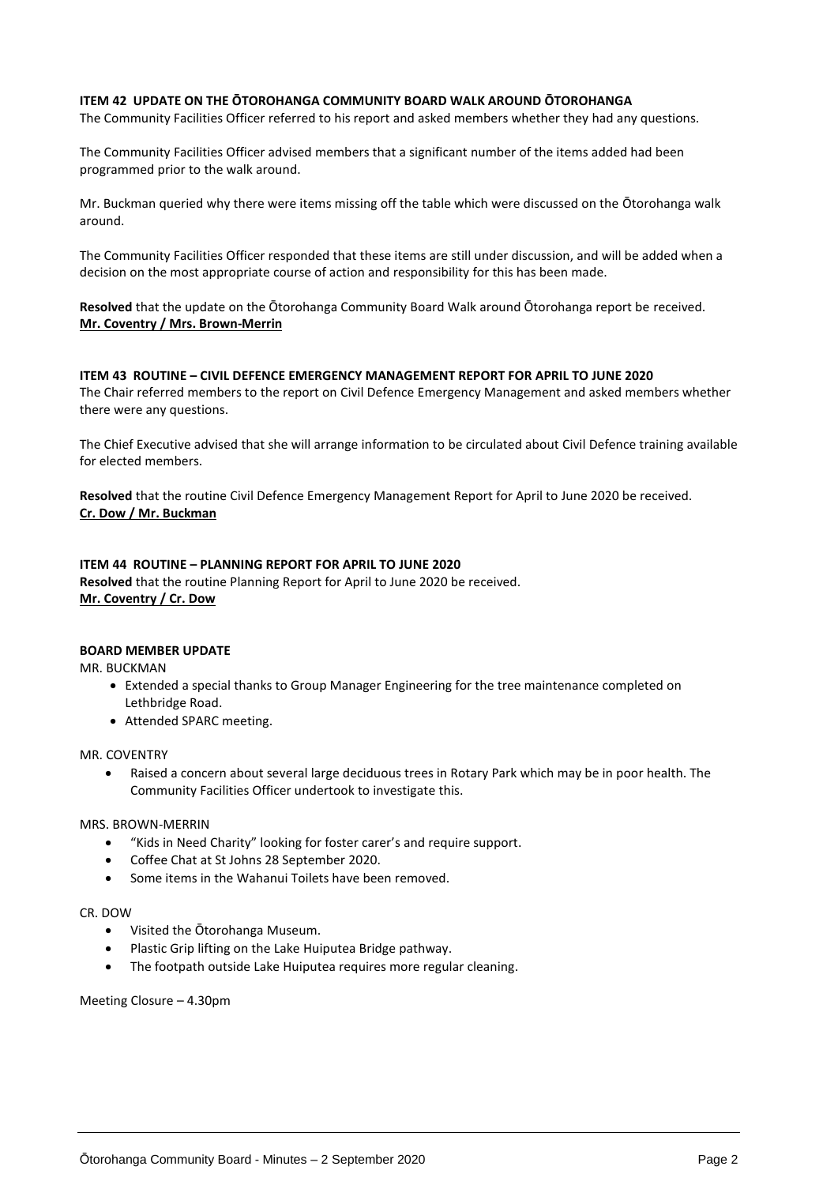**ITEM 42 UPDATE ON THE ŌTOROHANGA COMMUNITY BOARD WALK AROUND ŌTOROHANGA**

The Community Facilities Officer referred to his report and asked members whether they had any questions.

The Community Facilities Officer advised members that a significant number of the items added had been programmed prior to the walk around.

Mr. Buckman queried why there were items missing off the table which were discussed on the Ōtorohanga walk around.

The Community Facilities Officer responded that these items are still under discussion, and will be added when a decision on the most appropriate course of action and responsibility for this has been made.

**Resolved** that the update on the Ōtorohanga Community Board Walk around Ōtorohanga report be received.
**Mr. Coventry / Mrs. Brown-Merrin**

**ITEM 43 ROUTINE – CIVIL DEFENCE EMERGENCY MANAGEMENT REPORT FOR APRIL TO JUNE 2020**

The Chair referred members to the report on Civil Defence Emergency Management and asked members whether there were any questions.

The Chief Executive advised that she will arrange information to be circulated about Civil Defence training available for elected members.

**Resolved** that the routine Civil Defence Emergency Management Report for April to June 2020 be received.
**Cr. Dow / Mr. Buckman**

**ITEM 44 ROUTINE – PLANNING REPORT FOR APRIL TO JUNE 2020**

**Resolved** that the routine Planning Report for April to June 2020 be received.
**Mr. Coventry / Cr. Dow**

**BOARD MEMBER UPDATE**

MR. BUCKMAN

- Extended a special thanks to Group Manager Engineering for the tree maintenance completed on Lethbridge Road.
- Attended SPARC meeting.

MR. COVENTRY

- Raised a concern about several large deciduous trees in Rotary Park which may be in poor health. The Community Facilities Officer undertook to investigate this.

MRS. BROWN-MERRIN

- "Kids in Need Charity" looking for foster carer's and require support.
- Coffee Chat at St Johns 28 September 2020.
- Some items in the Wahanui Toilets have been removed.

CR. DOW

- Visited the Ōtorohanga Museum.
- Plastic Grip lifting on the Lake Huiputea Bridge pathway.
- The footpath outside Lake Huiputea requires more regular cleaning.

Meeting Closure – 4.30pm